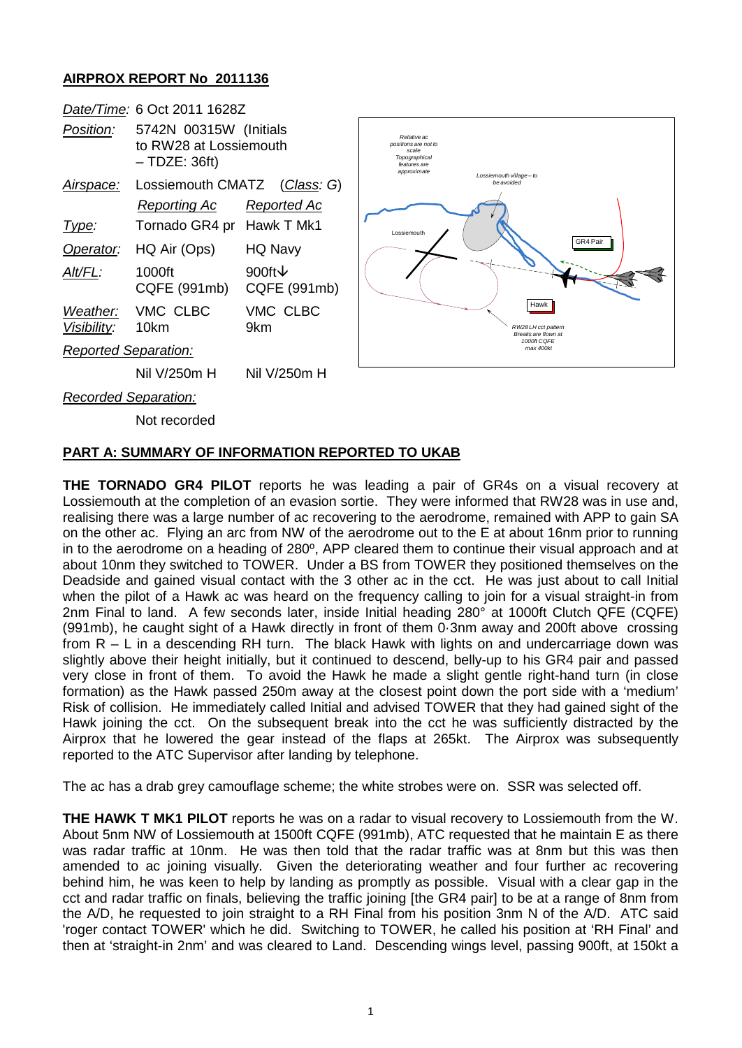## AIRPROX REPORT No 2011136

| | | |
|---|---|---|
| *Date/Time:* | 6 Oct 2011 1628Z | |
| *Position:* | 5742N 00315W (Initials to RW28 at Lossiemouth – TDZE: 36ft) | |
| *Airspace:* | Lossiemouth CMATZ | (*Class*: G) |
| | *Reporting Ac* | *Reported Ac* |
| *Type:* | Tornado GR4 pr | Hawk T Mk1 |
| *Operator:* | HQ Air (Ops) | HQ Navy |
| *Alt/FL:* | 1000ft CQFE (991mb) | 900ft↓ CQFE (991mb) |
| *Weather:* | VMC CLBC | VMC CLBC |
| *Visibility:* | 10km | 9km |
| *Reported Separation:* | | |
| | Nil V/250m H | Nil V/250m H |
| *Recorded Separation:* | | |
| | Not recorded | |

Relative ac positions are not to scale. Topographical features are approximate

Lossiemouth village – to be avoided

Lossiemouth

GR4 Pair

Hawk

RW28 LH cct pattern Breaks are flown at 1000ft CQFE max 400kt

## PART A: SUMMARY OF INFORMATION REPORTED TO UKAB

**THE TORNADO GR4 PILOT** reports he was leading a pair of GR4s on a visual recovery at Lossiemouth at the completion of an evasion sortie. They were informed that RW28 was in use and, realising there was a large number of ac recovering to the aerodrome, remained with APP to gain SA on the other ac. Flying an arc from NW of the aerodrome out to the E at about 16nm prior to running in to the aerodrome on a heading of 280º, APP cleared them to continue their visual approach and at about 10nm they switched to TOWER. Under a BS from TOWER they positioned themselves on the Deadside and gained visual contact with the 3 other ac in the cct. He was just about to call Initial when the pilot of a Hawk ac was heard on the frequency calling to join for a visual straight-in from 2nm Final to land. A few seconds later, inside Initial heading 280° at 1000ft Clutch QFE (CQFE) (991mb), he caught sight of a Hawk directly in front of them 0·3nm away and 200ft above crossing from R – L in a descending RH turn. The black Hawk with lights on and undercarriage down was slightly above their height initially, but it continued to descend, belly-up to his GR4 pair and passed very close in front of them. To avoid the Hawk he made a slight gentle right-hand turn (in close formation) as the Hawk passed 250m away at the closest point down the port side with a 'medium' Risk of collision. He immediately called Initial and advised TOWER that they had gained sight of the Hawk joining the cct. On the subsequent break into the cct he was sufficiently distracted by the Airprox that he lowered the gear instead of the flaps at 265kt. The Airprox was subsequently reported to the ATC Supervisor after landing by telephone.

The ac has a drab grey camouflage scheme; the white strobes were on. SSR was selected off.

**THE HAWK T MK1 PILOT** reports he was on a radar to visual recovery to Lossiemouth from the W. About 5nm NW of Lossiemouth at 1500ft CQFE (991mb), ATC requested that he maintain E as there was radar traffic at 10nm. He was then told that the radar traffic was at 8nm but this was then amended to ac joining visually. Given the deteriorating weather and four further ac recovering behind him, he was keen to help by landing as promptly as possible. Visual with a clear gap in the cct and radar traffic on finals, believing the traffic joining [the GR4 pair] to be at a range of 8nm from the A/D, he requested to join straight to a RH Final from his position 3nm N of the A/D. ATC said 'roger contact TOWER' which he did. Switching to TOWER, he called his position at 'RH Final' and then at 'straight-in 2nm' and was cleared to Land. Descending wings level, passing 900ft, at 150kt a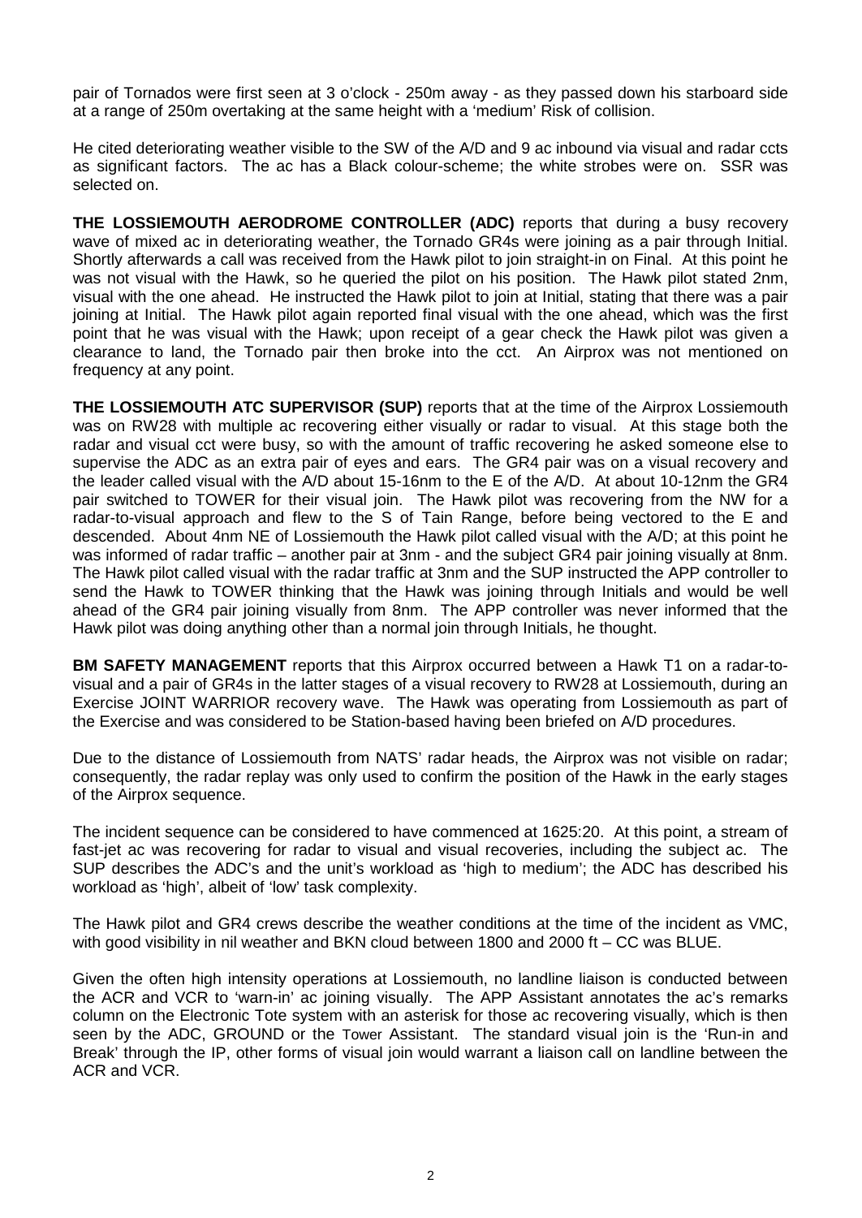pair of Tornados were first seen at 3 o'clock - 250m away - as they passed down his starboard side at a range of 250m overtaking at the same height with a 'medium' Risk of collision.

He cited deteriorating weather visible to the SW of the A/D and 9 ac inbound via visual and radar ccts as significant factors. The ac has a Black colour-scheme; the white strobes were on. SSR was selected on.

**THE LOSSIEMOUTH AERODROME CONTROLLER (ADC)** reports that during a busy recovery wave of mixed ac in deteriorating weather, the Tornado GR4s were joining as a pair through Initial. Shortly afterwards a call was received from the Hawk pilot to join straight-in on Final. At this point he was not visual with the Hawk, so he queried the pilot on his position. The Hawk pilot stated 2nm, visual with the one ahead. He instructed the Hawk pilot to join at Initial, stating that there was a pair joining at Initial. The Hawk pilot again reported final visual with the one ahead, which was the first point that he was visual with the Hawk; upon receipt of a gear check the Hawk pilot was given a clearance to land, the Tornado pair then broke into the cct. An Airprox was not mentioned on frequency at any point.

**THE LOSSIEMOUTH ATC SUPERVISOR (SUP)** reports that at the time of the Airprox Lossiemouth was on RW28 with multiple ac recovering either visually or radar to visual. At this stage both the radar and visual cct were busy, so with the amount of traffic recovering he asked someone else to supervise the ADC as an extra pair of eyes and ears. The GR4 pair was on a visual recovery and the leader called visual with the A/D about 15-16nm to the E of the A/D. At about 10-12nm the GR4 pair switched to TOWER for their visual join. The Hawk pilot was recovering from the NW for a radar-to-visual approach and flew to the S of Tain Range, before being vectored to the E and descended. About 4nm NE of Lossiemouth the Hawk pilot called visual with the A/D; at this point he was informed of radar traffic – another pair at 3nm - and the subject GR4 pair joining visually at 8nm. The Hawk pilot called visual with the radar traffic at 3nm and the SUP instructed the APP controller to send the Hawk to TOWER thinking that the Hawk was joining through Initials and would be well ahead of the GR4 pair joining visually from 8nm. The APP controller was never informed that the Hawk pilot was doing anything other than a normal join through Initials, he thought.

**BM SAFETY MANAGEMENT** reports that this Airprox occurred between a Hawk T1 on a radar-to-visual and a pair of GR4s in the latter stages of a visual recovery to RW28 at Lossiemouth, during an Exercise JOINT WARRIOR recovery wave. The Hawk was operating from Lossiemouth as part of the Exercise and was considered to be Station-based having been briefed on A/D procedures.

Due to the distance of Lossiemouth from NATS' radar heads, the Airprox was not visible on radar; consequently, the radar replay was only used to confirm the position of the Hawk in the early stages of the Airprox sequence.

The incident sequence can be considered to have commenced at 1625:20. At this point, a stream of fast-jet ac was recovering for radar to visual and visual recoveries, including the subject ac. The SUP describes the ADC's and the unit's workload as 'high to medium'; the ADC has described his workload as 'high', albeit of 'low' task complexity.

The Hawk pilot and GR4 crews describe the weather conditions at the time of the incident as VMC, with good visibility in nil weather and BKN cloud between 1800 and 2000 ft – CC was BLUE.

Given the often high intensity operations at Lossiemouth, no landline liaison is conducted between the ACR and VCR to 'warn-in' ac joining visually. The APP Assistant annotates the ac's remarks column on the Electronic Tote system with an asterisk for those ac recovering visually, which is then seen by the ADC, GROUND or the Tower Assistant. The standard visual join is the 'Run-in and Break' through the IP, other forms of visual join would warrant a liaison call on landline between the ACR and VCR.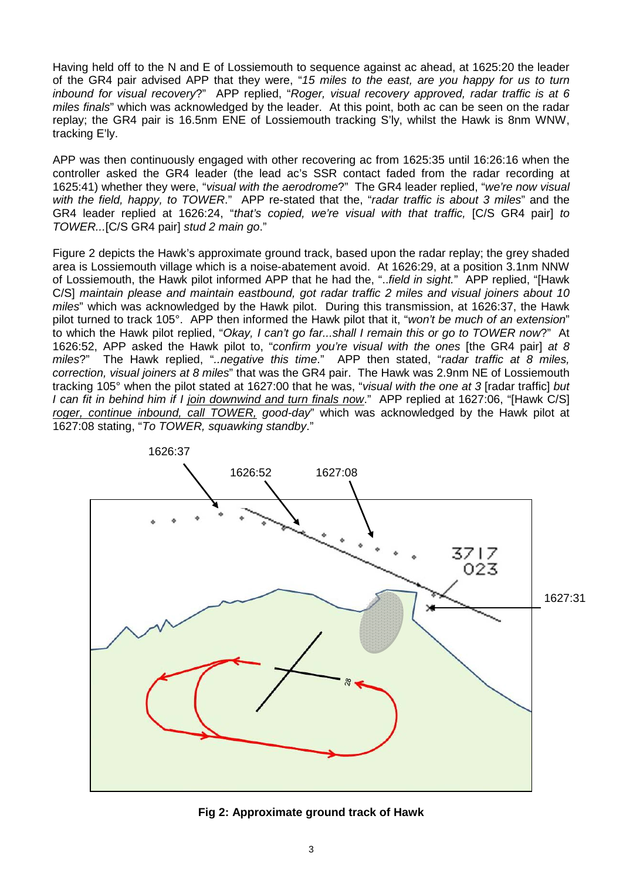Having held off to the N and E of Lossiemouth to sequence against ac ahead, at 1625:20 the leader of the GR4 pair advised APP that they were, "*15 miles to the east, are you happy for us to turn inbound for visual recovery*?" APP replied, "*Roger, visual recovery approved, radar traffic is at 6 miles finals*" which was acknowledged by the leader. At this point, both ac can be seen on the radar replay; the GR4 pair is 16.5nm ENE of Lossiemouth tracking S'ly, whilst the Hawk is 8nm WNW, tracking E'ly.

APP was then continuously engaged with other recovering ac from 1625:35 until 16:26:16 when the controller asked the GR4 leader (the lead ac's SSR contact faded from the radar recording at 1625:41) whether they were, "*visual with the aerodrome*?" The GR4 leader replied, "*we're now visual with the field, happy, to TOWER*." APP re-stated that the, "*radar traffic is about 3 miles*" and the GR4 leader replied at 1626:24, "*that's copied, we're visual with that traffic,* [C/S GR4 pair] *to TOWER...*[C/S GR4 pair] *stud 2 main go*."

Figure 2 depicts the Hawk's approximate ground track, based upon the radar replay; the grey shaded area is Lossiemouth village which is a noise-abatement avoid. At 1626:29, at a position 3.1nm NNW of Lossiemouth, the Hawk pilot informed APP that he had the, "*..field in sight.*" APP replied, "[Hawk C/S] *maintain please and maintain eastbound, got radar traffic 2 miles and visual joiners about 10 miles*" which was acknowledged by the Hawk pilot. During this transmission, at 1626:37, the Hawk pilot turned to track 105°. APP then informed the Hawk pilot that it, "*won't be much of an extension*" to which the Hawk pilot replied, "*Okay, I can't go far...shall I remain this or go to TOWER now*?" At 1626:52, APP asked the Hawk pilot to, "*confirm you're visual with the ones* [the GR4 pair] *at 8 miles*?" The Hawk replied, "*..negative this time*." APP then stated, "*radar traffic at 8 miles, correction, visual joiners at 8 miles*" that was the GR4 pair. The Hawk was 2.9nm NE of Lossiemouth tracking 105° when the pilot stated at 1627:00 that he was, "*visual with the one at 3* [radar traffic] *but I can fit in behind him if I* <u>*join downwind and turn finals now*</u>." APP replied at 1627:06, "[Hawk C/S] <u>*roger, continue inbound, call TOWER,*</u> *good-day*" which was acknowledged by the Hawk pilot at 1627:08 stating, "*To TOWER, squawking standby*."

**Fig 2: Approximate ground track of Hawk**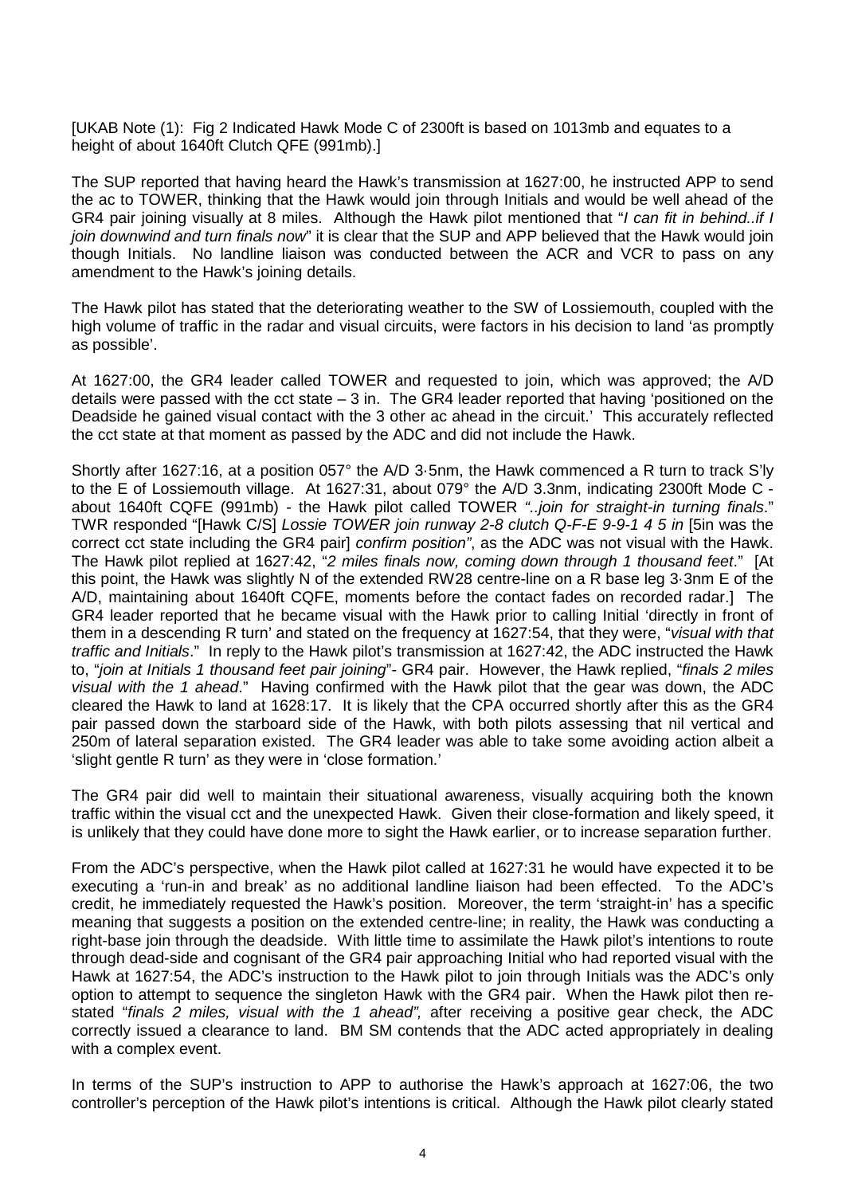[UKAB Note (1): Fig 2 Indicated Hawk Mode C of 2300ft is based on 1013mb and equates to a height of about 1640ft Clutch QFE (991mb).]

The SUP reported that having heard the Hawk's transmission at 1627:00, he instructed APP to send the ac to TOWER, thinking that the Hawk would join through Initials and would be well ahead of the GR4 pair joining visually at 8 miles. Although the Hawk pilot mentioned that "*I can fit in behind..if I join downwind and turn finals now*" it is clear that the SUP and APP believed that the Hawk would join though Initials. No landline liaison was conducted between the ACR and VCR to pass on any amendment to the Hawk's joining details.

The Hawk pilot has stated that the deteriorating weather to the SW of Lossiemouth, coupled with the high volume of traffic in the radar and visual circuits, were factors in his decision to land 'as promptly as possible'.

At 1627:00, the GR4 leader called TOWER and requested to join, which was approved; the A/D details were passed with the cct state – 3 in. The GR4 leader reported that having 'positioned on the Deadside he gained visual contact with the 3 other ac ahead in the circuit.' This accurately reflected the cct state at that moment as passed by the ADC and did not include the Hawk.

Shortly after 1627:16, at a position 057° the A/D 3·5nm, the Hawk commenced a R turn to track S'ly to the E of Lossiemouth village. At 1627:31, about 079° the A/D 3.3nm, indicating 2300ft Mode C - about 1640ft CQFE (991mb) - the Hawk pilot called TOWER *"..join for straight-in turning finals*." TWR responded "[Hawk C/S] *Lossie TOWER join runway 2-8 clutch Q-F-E 9-9-1 4 5 in* [5in was the correct cct state including the GR4 pair] *confirm position"*, as the ADC was not visual with the Hawk. The Hawk pilot replied at 1627:42, "*2 miles finals now, coming down through 1 thousand feet*." [At this point, the Hawk was slightly N of the extended RW28 centre-line on a R base leg 3·3nm E of the A/D, maintaining about 1640ft CQFE, moments before the contact fades on recorded radar.] The GR4 leader reported that he became visual with the Hawk prior to calling Initial 'directly in front of them in a descending R turn' and stated on the frequency at 1627:54, that they were, "*visual with that traffic and Initials*." In reply to the Hawk pilot's transmission at 1627:42, the ADC instructed the Hawk to, "*join at Initials 1 thousand feet pair joining*"- GR4 pair. However, the Hawk replied, "*finals 2 miles visual with the 1 ahead*." Having confirmed with the Hawk pilot that the gear was down, the ADC cleared the Hawk to land at 1628:17. It is likely that the CPA occurred shortly after this as the GR4 pair passed down the starboard side of the Hawk, with both pilots assessing that nil vertical and 250m of lateral separation existed. The GR4 leader was able to take some avoiding action albeit a 'slight gentle R turn' as they were in 'close formation.'

The GR4 pair did well to maintain their situational awareness, visually acquiring both the known traffic within the visual cct and the unexpected Hawk. Given their close-formation and likely speed, it is unlikely that they could have done more to sight the Hawk earlier, or to increase separation further.

From the ADC's perspective, when the Hawk pilot called at 1627:31 he would have expected it to be executing a 'run-in and break' as no additional landline liaison had been effected. To the ADC's credit, he immediately requested the Hawk's position. Moreover, the term 'straight-in' has a specific meaning that suggests a position on the extended centre-line; in reality, the Hawk was conducting a right-base join through the deadside. With little time to assimilate the Hawk pilot's intentions to route through dead-side and cognisant of the GR4 pair approaching Initial who had reported visual with the Hawk at 1627:54, the ADC's instruction to the Hawk pilot to join through Initials was the ADC's only option to attempt to sequence the singleton Hawk with the GR4 pair. When the Hawk pilot then re-stated "*finals 2 miles, visual with the 1 ahead",* after receiving a positive gear check, the ADC correctly issued a clearance to land. BM SM contends that the ADC acted appropriately in dealing with a complex event.

In terms of the SUP's instruction to APP to authorise the Hawk's approach at 1627:06, the two controller's perception of the Hawk pilot's intentions is critical. Although the Hawk pilot clearly stated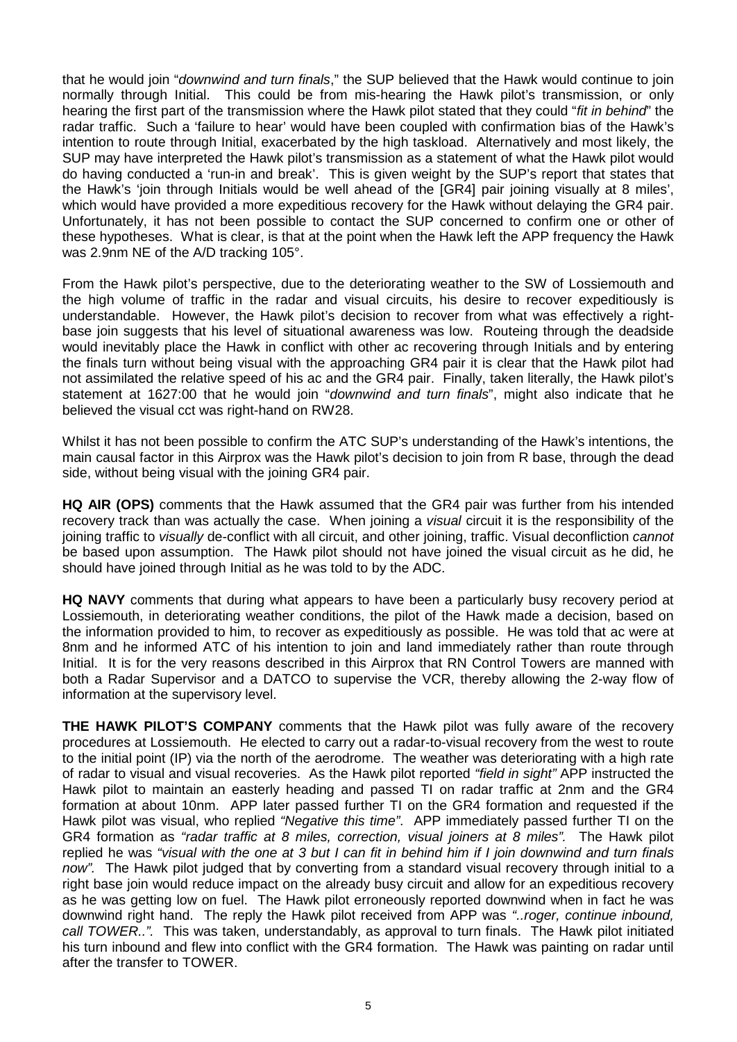that he would join "*downwind and turn finals*," the SUP believed that the Hawk would continue to join normally through Initial. This could be from mis-hearing the Hawk pilot's transmission, or only hearing the first part of the transmission where the Hawk pilot stated that they could "*fit in behind*" the radar traffic. Such a 'failure to hear' would have been coupled with confirmation bias of the Hawk's intention to route through Initial, exacerbated by the high taskload. Alternatively and most likely, the SUP may have interpreted the Hawk pilot's transmission as a statement of what the Hawk pilot would do having conducted a 'run-in and break'. This is given weight by the SUP's report that states that the Hawk's 'join through Initials would be well ahead of the [GR4] pair joining visually at 8 miles', which would have provided a more expeditious recovery for the Hawk without delaying the GR4 pair. Unfortunately, it has not been possible to contact the SUP concerned to confirm one or other of these hypotheses. What is clear, is that at the point when the Hawk left the APP frequency the Hawk was 2.9nm NE of the A/D tracking 105°.

From the Hawk pilot's perspective, due to the deteriorating weather to the SW of Lossiemouth and the high volume of traffic in the radar and visual circuits, his desire to recover expeditiously is understandable. However, the Hawk pilot's decision to recover from what was effectively a right-base join suggests that his level of situational awareness was low. Routeing through the deadside would inevitably place the Hawk in conflict with other ac recovering through Initials and by entering the finals turn without being visual with the approaching GR4 pair it is clear that the Hawk pilot had not assimilated the relative speed of his ac and the GR4 pair. Finally, taken literally, the Hawk pilot's statement at 1627:00 that he would join "*downwind and turn finals*", might also indicate that he believed the visual cct was right-hand on RW28.

Whilst it has not been possible to confirm the ATC SUP's understanding of the Hawk's intentions, the main causal factor in this Airprox was the Hawk pilot's decision to join from R base, through the dead side, without being visual with the joining GR4 pair.

**HQ AIR (OPS)** comments that the Hawk assumed that the GR4 pair was further from his intended recovery track than was actually the case. When joining a *visual* circuit it is the responsibility of the joining traffic to *visually* de-conflict with all circuit, and other joining, traffic. Visual deconfliction *cannot* be based upon assumption. The Hawk pilot should not have joined the visual circuit as he did, he should have joined through Initial as he was told to by the ADC.

**HQ NAVY** comments that during what appears to have been a particularly busy recovery period at Lossiemouth, in deteriorating weather conditions, the pilot of the Hawk made a decision, based on the information provided to him, to recover as expeditiously as possible. He was told that ac were at 8nm and he informed ATC of his intention to join and land immediately rather than route through Initial. It is for the very reasons described in this Airprox that RN Control Towers are manned with both a Radar Supervisor and a DATCO to supervise the VCR, thereby allowing the 2-way flow of information at the supervisory level.

**THE HAWK PILOT'S COMPANY** comments that the Hawk pilot was fully aware of the recovery procedures at Lossiemouth. He elected to carry out a radar-to-visual recovery from the west to route to the initial point (IP) via the north of the aerodrome. The weather was deteriorating with a high rate of radar to visual and visual recoveries. As the Hawk pilot reported *"field in sight"* APP instructed the Hawk pilot to maintain an easterly heading and passed TI on radar traffic at 2nm and the GR4 formation at about 10nm. APP later passed further TI on the GR4 formation and requested if the Hawk pilot was visual, who replied *"Negative this time"*. APP immediately passed further TI on the GR4 formation as *"radar traffic at 8 miles, correction, visual joiners at 8 miles"*. The Hawk pilot replied he was *"visual with the one at 3 but I can fit in behind him if I join downwind and turn finals now"*. The Hawk pilot judged that by converting from a standard visual recovery through initial to a right base join would reduce impact on the already busy circuit and allow for an expeditious recovery as he was getting low on fuel. The Hawk pilot erroneously reported downwind when in fact he was downwind right hand. The reply the Hawk pilot received from APP was *"..roger, continue inbound, call TOWER.."*. This was taken, understandably, as approval to turn finals. The Hawk pilot initiated his turn inbound and flew into conflict with the GR4 formation. The Hawk was painting on radar until after the transfer to TOWER.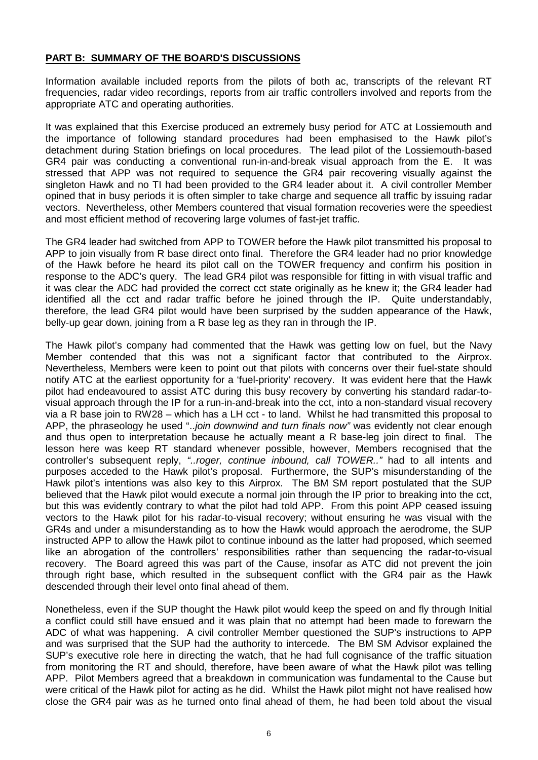**PART B: SUMMARY OF THE BOARD'S DISCUSSIONS**

Information available included reports from the pilots of both ac, transcripts of the relevant RT frequencies, radar video recordings, reports from air traffic controllers involved and reports from the appropriate ATC and operating authorities.

It was explained that this Exercise produced an extremely busy period for ATC at Lossiemouth and the importance of following standard procedures had been emphasised to the Hawk pilot's detachment during Station briefings on local procedures. The lead pilot of the Lossiemouth-based GR4 pair was conducting a conventional run-in-and-break visual approach from the E. It was stressed that APP was not required to sequence the GR4 pair recovering visually against the singleton Hawk and no TI had been provided to the GR4 leader about it. A civil controller Member opined that in busy periods it is often simpler to take charge and sequence all traffic by issuing radar vectors. Nevertheless, other Members countered that visual formation recoveries were the speediest and most efficient method of recovering large volumes of fast-jet traffic.

The GR4 leader had switched from APP to TOWER before the Hawk pilot transmitted his proposal to APP to join visually from R base direct onto final. Therefore the GR4 leader had no prior knowledge of the Hawk before he heard its pilot call on the TOWER frequency and confirm his position in response to the ADC's query. The lead GR4 pilot was responsible for fitting in with visual traffic and it was clear the ADC had provided the correct cct state originally as he knew it; the GR4 leader had identified all the cct and radar traffic before he joined through the IP. Quite understandably, therefore, the lead GR4 pilot would have been surprised by the sudden appearance of the Hawk, belly-up gear down, joining from a R base leg as they ran in through the IP.

The Hawk pilot's company had commented that the Hawk was getting low on fuel, but the Navy Member contended that this was not a significant factor that contributed to the Airprox. Nevertheless, Members were keen to point out that pilots with concerns over their fuel-state should notify ATC at the earliest opportunity for a 'fuel-priority' recovery. It was evident here that the Hawk pilot had endeavoured to assist ATC during this busy recovery by converting his standard radar-to-visual approach through the IP for a run-in-and-break into the cct, into a non-standard visual recovery via a R base join to RW28 – which has a LH cct - to land. Whilst he had transmitted this proposal to APP, the phraseology he used "*..join downwind and turn finals now"* was evidently not clear enough and thus open to interpretation because he actually meant a R base-leg join direct to final. The lesson here was keep RT standard whenever possible, however, Members recognised that the controller's subsequent reply, *"..roger, continue inbound, call TOWER.."* had to all intents and purposes acceded to the Hawk pilot's proposal. Furthermore, the SUP's misunderstanding of the Hawk pilot's intentions was also key to this Airprox. The BM SM report postulated that the SUP believed that the Hawk pilot would execute a normal join through the IP prior to breaking into the cct, but this was evidently contrary to what the pilot had told APP. From this point APP ceased issuing vectors to the Hawk pilot for his radar-to-visual recovery; without ensuring he was visual with the GR4s and under a misunderstanding as to how the Hawk would approach the aerodrome, the SUP instructed APP to allow the Hawk pilot to continue inbound as the latter had proposed, which seemed like an abrogation of the controllers' responsibilities rather than sequencing the radar-to-visual recovery. The Board agreed this was part of the Cause, insofar as ATC did not prevent the join through right base, which resulted in the subsequent conflict with the GR4 pair as the Hawk descended through their level onto final ahead of them.

Nonetheless, even if the SUP thought the Hawk pilot would keep the speed on and fly through Initial a conflict could still have ensued and it was plain that no attempt had been made to forewarn the ADC of what was happening. A civil controller Member questioned the SUP's instructions to APP and was surprised that the SUP had the authority to intercede. The BM SM Advisor explained the SUP's executive role here in directing the watch, that he had full cognisance of the traffic situation from monitoring the RT and should, therefore, have been aware of what the Hawk pilot was telling APP. Pilot Members agreed that a breakdown in communication was fundamental to the Cause but were critical of the Hawk pilot for acting as he did. Whilst the Hawk pilot might not have realised how close the GR4 pair was as he turned onto final ahead of them, he had been told about the visual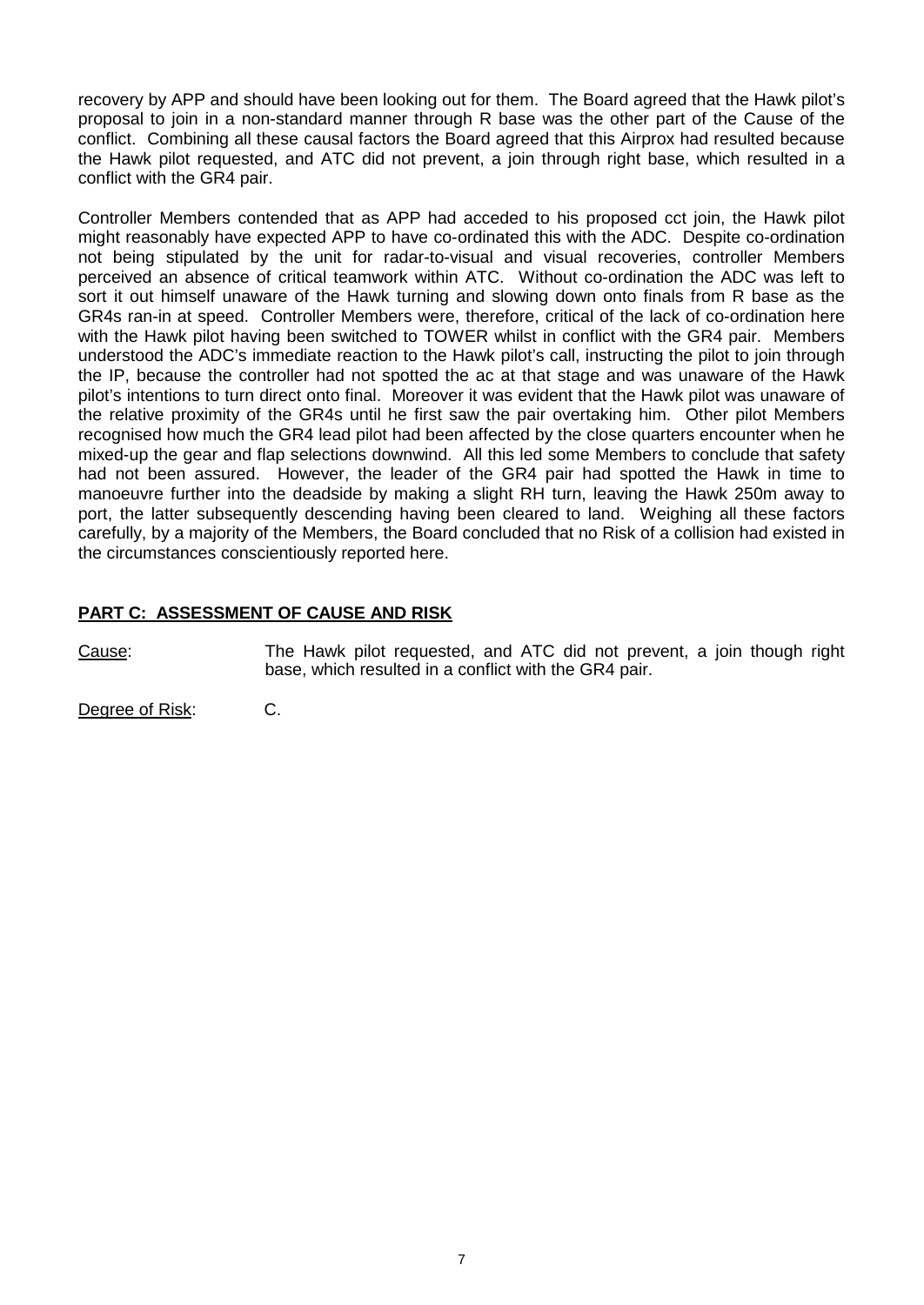recovery by APP and should have been looking out for them. The Board agreed that the Hawk pilot's proposal to join in a non-standard manner through R base was the other part of the Cause of the conflict. Combining all these causal factors the Board agreed that this Airprox had resulted because the Hawk pilot requested, and ATC did not prevent, a join through right base, which resulted in a conflict with the GR4 pair.

Controller Members contended that as APP had acceded to his proposed cct join, the Hawk pilot might reasonably have expected APP to have co-ordinated this with the ADC. Despite co-ordination not being stipulated by the unit for radar-to-visual and visual recoveries, controller Members perceived an absence of critical teamwork within ATC. Without co-ordination the ADC was left to sort it out himself unaware of the Hawk turning and slowing down onto finals from R base as the GR4s ran-in at speed. Controller Members were, therefore, critical of the lack of co-ordination here with the Hawk pilot having been switched to TOWER whilst in conflict with the GR4 pair. Members understood the ADC's immediate reaction to the Hawk pilot's call, instructing the pilot to join through the IP, because the controller had not spotted the ac at that stage and was unaware of the Hawk pilot's intentions to turn direct onto final. Moreover it was evident that the Hawk pilot was unaware of the relative proximity of the GR4s until he first saw the pair overtaking him. Other pilot Members recognised how much the GR4 lead pilot had been affected by the close quarters encounter when he mixed-up the gear and flap selections downwind. All this led some Members to conclude that safety had not been assured. However, the leader of the GR4 pair had spotted the Hawk in time to manoeuvre further into the deadside by making a slight RH turn, leaving the Hawk 250m away to port, the latter subsequently descending having been cleared to land. Weighing all these factors carefully, by a majority of the Members, the Board concluded that no Risk of a collision had existed in the circumstances conscientiously reported here.

## PART C: ASSESSMENT OF CAUSE AND RISK

Cause: The Hawk pilot requested, and ATC did not prevent, a join though right base, which resulted in a conflict with the GR4 pair.

Degree of Risk: C.